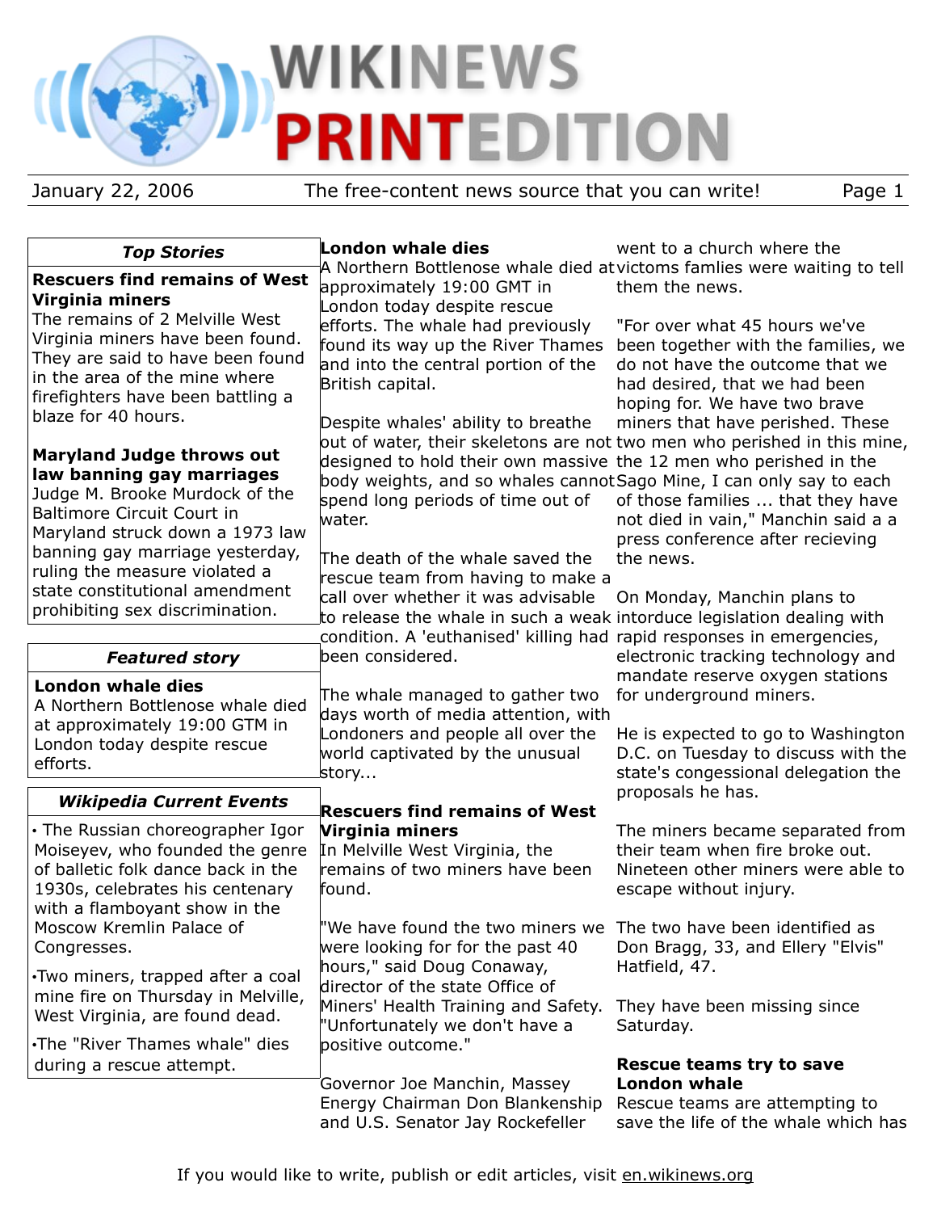# WIKINEWS PRINT EDITION

January 22, 2006 — The free-content news source that you can write!

## *Top Stories*

**Rescuers find remains of West Virginia miners**

The remains of 2 Melville West Virginia miners have been found. They are said to have been found in the area of the mine where firefighters have been battling a blaze for 40 hours.

**Maryland Judge throws out law banning gay marriages**

Judge M. Brooke Murdock of the Baltimore Circuit Court in Maryland struck down a 1973 law banning gay marriage yesterday, ruling the measure violated a state constitutional amendment prohibiting sex discrimination.

## *Featured story*

**London whale dies**

A Northern Bottlenose whale died at approximately 19:00 GTM in London today despite rescue efforts.

## *Wikipedia Current Events*

- The Russian choreographer Igor Moiseyev, who founded the genre of balletic folk dance back in the 1930s, celebrates his centenary with a flamboyant show in the Moscow Kremlin Palace of Congresses.
- Two miners, trapped after a coal mine fire on Thursday in Melville, West Virginia, are found dead.
- The "River Thames whale" dies during a rescue attempt.

## London whale dies

A Northern Bottlenose whale died at approximately 19:00 GMT in London today despite rescue efforts. The whale had previously found its way up the River Thames and into the central portion of the British capital.

Despite whales' ability to breathe out of water, their skeletons are not designed to hold their own massive body weights, and so whales cannot spend long periods of time out of water.

The death of the whale saved the rescue team from having to make a call over whether it was advisable to release the whale in such a weak condition. A 'euthanised' killing had been considered.

The whale managed to gather two days worth of media attention, with Londoners and people all over the world captivated by the unusual story...

## Rescuers find remains of West Virginia miners

In Melville West Virginia, the remains of two miners have been found.

"We have found the two miners we were looking for for the past 40 hours," said Doug Conaway, director of the state Office of Miners' Health Training and Safety. "Unfortunately we don't have a positive outcome."

Governor Joe Manchin, Massey Energy Chairman Don Blankenship and U.S. Senator Jay Rockefeller went to a church where the victoms famlies were waiting to tell them the news.

"For over what 45 hours we've been together with the families, we do not have the outcome that we had desired, that we had been hoping for. We have two brave miners that have perished. These two men who perished in this mine, the 12 men who perished in the Sago Mine, I can only say to each of those families ... that they have not died in vain," Manchin said a a press conference after recieving the news.

On Monday, Manchin plans to intorduce legislation dealing with rapid responses in emergencies, electronic tracking technology and mandate reserve oxygen stations for underground miners.

He is expected to go to Washington D.C. on Tuesday to discuss with the state's congessional delegation the proposals he has.

The miners became separated from their team when fire broke out. Nineteen other miners were able to escape without injury.

The two have been identified as Don Bragg, 33, and Ellery "Elvis" Hatfield, 47.

They have been missing since Saturday.

## Rescue teams try to save London whale

Rescue teams are attempting to save the life of the whale which has

If you would like to write, publish or edit articles, visit en.wikinews.org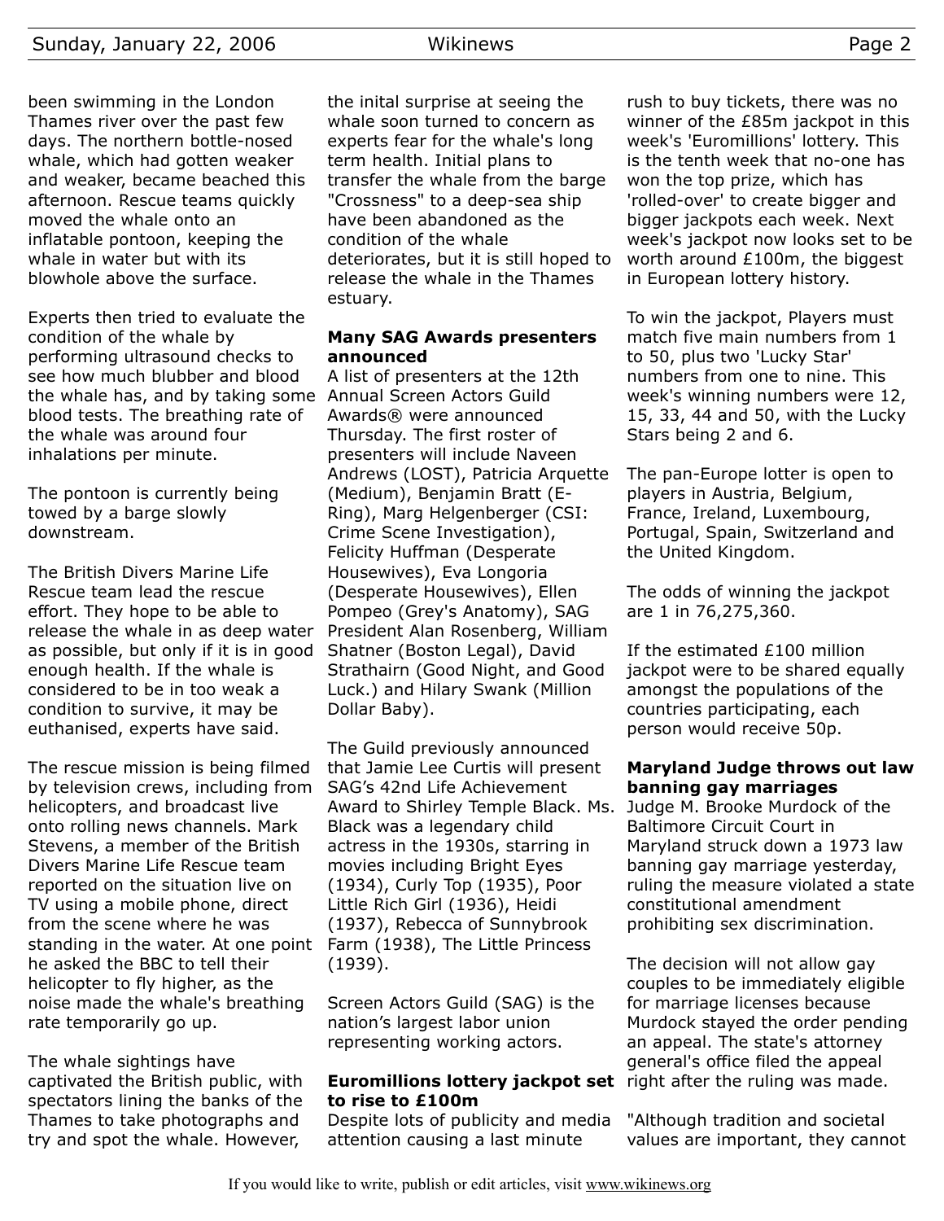been swimming in the London Thames river over the past few days. The northern bottle-nosed whale, which had gotten weaker and weaker, became beached this afternoon. Rescue teams quickly moved the whale onto an inflatable pontoon, keeping the whale in water but with its blowhole above the surface.

Experts then tried to evaluate the condition of the whale by performing ultrasound checks to see how much blubber and blood the whale has, and by taking some blood tests. The breathing rate of the whale was around four inhalations per minute.

The pontoon is currently being towed by a barge slowly downstream.

The British Divers Marine Life Rescue team lead the rescue effort. They hope to be able to release the whale in as deep water as possible, but only if it is in good enough health. If the whale is considered to be in too weak a condition to survive, it may be euthanised, experts have said.

The rescue mission is being filmed by television crews, including from helicopters, and broadcast live onto rolling news channels. Mark Stevens, a member of the British Divers Marine Life Rescue team reported on the situation live on TV using a mobile phone, direct from the scene where he was standing in the water. At one point he asked the BBC to tell their helicopter to fly higher, as the noise made the whale's breathing rate temporarily go up.

The whale sightings have captivated the British public, with spectators lining the banks of the Thames to take photographs and try and spot the whale. However, the inital surprise at seeing the whale soon turned to concern as experts fear for the whale's long term health. Initial plans to transfer the whale from the barge "Crossness" to a deep-sea ship have been abandoned as the condition of the whale deteriorates, but it is still hoped to release the whale in the Thames estuary.

### Many SAG Awards presenters announced

A list of presenters at the 12th Annual Screen Actors Guild Awards® were announced Thursday. The first roster of presenters will include Naveen Andrews (LOST), Patricia Arquette (Medium), Benjamin Bratt (E-Ring), Marg Helgenberger (CSI: Crime Scene Investigation), Felicity Huffman (Desperate Housewives), Eva Longoria (Desperate Housewives), Ellen Pompeo (Grey's Anatomy), SAG President Alan Rosenberg, William Shatner (Boston Legal), David Strathairn (Good Night, and Good Luck.) and Hilary Swank (Million Dollar Baby).

The Guild previously announced that Jamie Lee Curtis will present SAG's 42nd Life Achievement Award to Shirley Temple Black. Ms. Black was a legendary child actress in the 1930s, starring in movies including Bright Eyes (1934), Curly Top (1935), Poor Little Rich Girl (1936), Heidi (1937), Rebecca of Sunnybrook Farm (1938), The Little Princess (1939).

Screen Actors Guild (SAG) is the nation's largest labor union representing working actors.

### Euromillions lottery jackpot set to rise to £100m

Despite lots of publicity and media attention causing a last minute rush to buy tickets, there was no winner of the £85m jackpot in this week's 'Euromillions' lottery. This is the tenth week that no-one has won the top prize, which has 'rolled-over' to create bigger and bigger jackpots each week. Next week's jackpot now looks set to be worth around £100m, the biggest in European lottery history.

To win the jackpot, Players must match five main numbers from 1 to 50, plus two 'Lucky Star' numbers from one to nine. This week's winning numbers were 12, 15, 33, 44 and 50, with the Lucky Stars being 2 and 6.

The pan-Europe lotter is open to players in Austria, Belgium, France, Ireland, Luxembourg, Portugal, Spain, Switzerland and the United Kingdom.

The odds of winning the jackpot are 1 in 76,275,360.

If the estimated £100 million jackpot were to be shared equally amongst the populations of the countries participating, each person would receive 50p.

### Maryland Judge throws out law banning gay marriages

Judge M. Brooke Murdock of the Baltimore Circuit Court in Maryland struck down a 1973 law banning gay marriage yesterday, ruling the measure violated a state constitutional amendment prohibiting sex discrimination.

The decision will not allow gay couples to be immediately eligible for marriage licenses because Murdock stayed the order pending an appeal. The state's attorney general's office filed the appeal right after the ruling was made.

"Although tradition and societal values are important, they cannot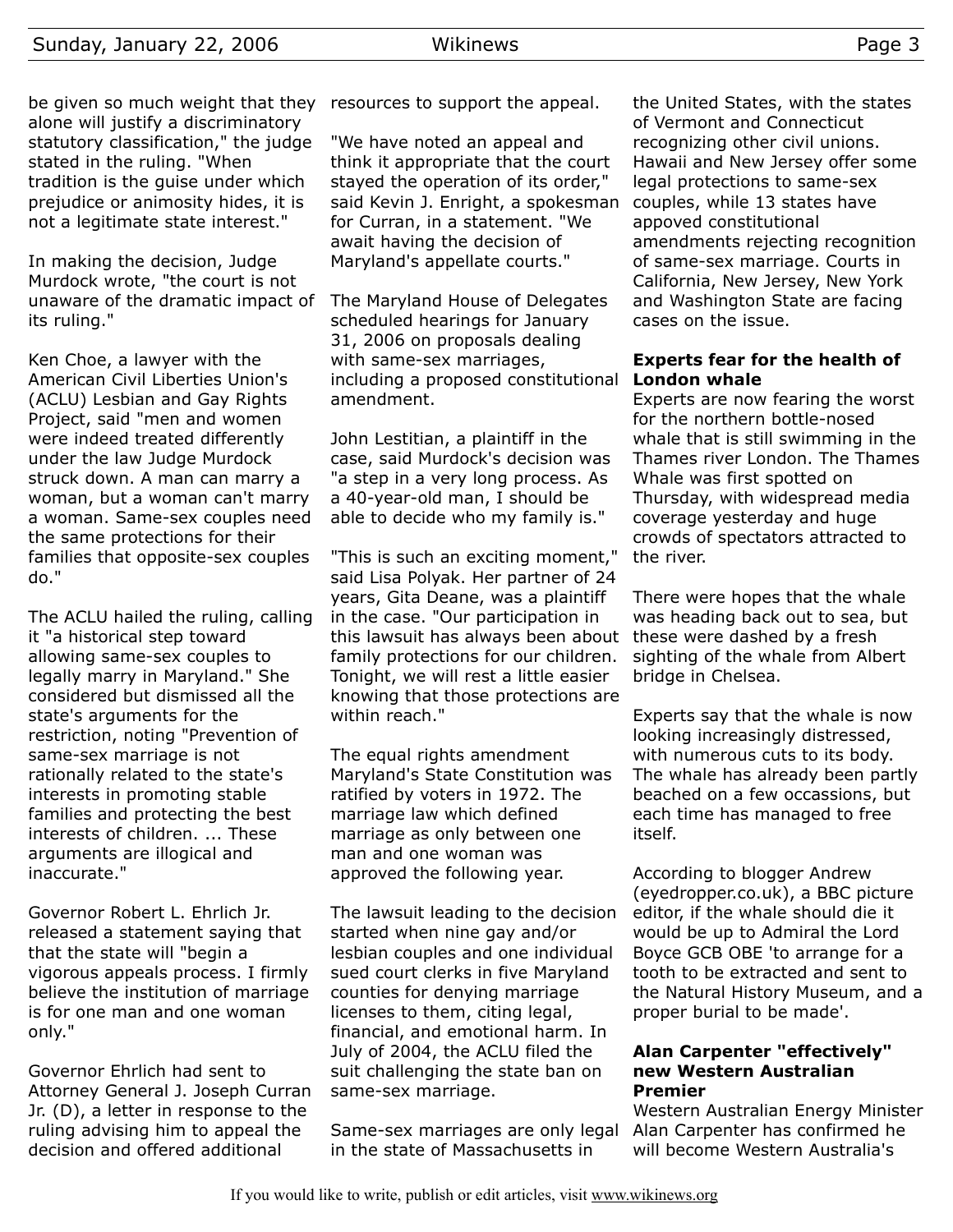be given so much weight that they alone will justify a discriminatory statutory classification," the judge stated in the ruling. "When tradition is the guise under which prejudice or animosity hides, it is not a legitimate state interest."

In making the decision, Judge Murdock wrote, "the court is not unaware of the dramatic impact of its ruling."

Ken Choe, a lawyer with the American Civil Liberties Union's (ACLU) Lesbian and Gay Rights Project, said "men and women were indeed treated differently under the law Judge Murdock struck down. A man can marry a woman, but a woman can't marry a woman. Same-sex couples need the same protections for their families that opposite-sex couples do."

The ACLU hailed the ruling, calling it "a historical step toward allowing same-sex couples to legally marry in Maryland." She considered but dismissed all the state's arguments for the restriction, noting "Prevention of same-sex marriage is not rationally related to the state's interests in promoting stable families and protecting the best interests of children. ... These arguments are illogical and inaccurate."

Governor Robert L. Ehrlich Jr. released a statement saying that that the state will "begin a vigorous appeals process. I firmly believe the institution of marriage is for one man and one woman only."

Governor Ehrlich had sent to Attorney General J. Joseph Curran Jr. (D), a letter in response to the ruling advising him to appeal the decision and offered additional resources to support the appeal.

"We have noted an appeal and think it appropriate that the court stayed the operation of its order," said Kevin J. Enright, a spokesman for Curran, in a statement. "We await having the decision of Maryland's appellate courts."

The Maryland House of Delegates scheduled hearings for January 31, 2006 on proposals dealing with same-sex marriages, including a proposed constitutional amendment.

John Lestitian, a plaintiff in the case, said Murdock's decision was "a step in a very long process. As a 40-year-old man, I should be able to decide who my family is."

"This is such an exciting moment," said Lisa Polyak. Her partner of 24 years, Gita Deane, was a plaintiff in the case. "Our participation in this lawsuit has always been about family protections for our children. Tonight, we will rest a little easier knowing that those protections are within reach."

The equal rights amendment Maryland's State Constitution was ratified by voters in 1972. The marriage law which defined marriage as only between one man and one woman was approved the following year.

The lawsuit leading to the decision started when nine gay and/or lesbian couples and one individual sued court clerks in five Maryland counties for denying marriage licenses to them, citing legal, financial, and emotional harm. In July of 2004, the ACLU filed the suit challenging the state ban on same-sex marriage.

Same-sex marriages are only legal in the state of Massachusetts in the United States, with the states of Vermont and Connecticut recognizing other civil unions. Hawaii and New Jersey offer some legal protections to same-sex couples, while 13 states have appoved constitutional amendments rejecting recognition of same-sex marriage. Courts in California, New Jersey, New York and Washington State are facing cases on the issue.

**Experts fear for the health of London whale**

Experts are now fearing the worst for the northern bottle-nosed whale that is still swimming in the Thames river London. The Thames Whale was first spotted on Thursday, with widespread media coverage yesterday and huge crowds of spectators attracted to the river.

There were hopes that the whale was heading back out to sea, but these were dashed by a fresh sighting of the whale from Albert bridge in Chelsea.

Experts say that the whale is now looking increasingly distressed, with numerous cuts to its body. The whale has already been partly beached on a few occassions, but each time has managed to free itself.

According to blogger Andrew (eyedropper.co.uk), a BBC picture editor, if the whale should die it would be up to Admiral the Lord Boyce GCB OBE 'to arrange for a tooth to be extracted and sent to the Natural History Museum, and a proper burial to be made'.

**Alan Carpenter "effectively" new Western Australian Premier**

Western Australian Energy Minister Alan Carpenter has confirmed he will become Western Australia's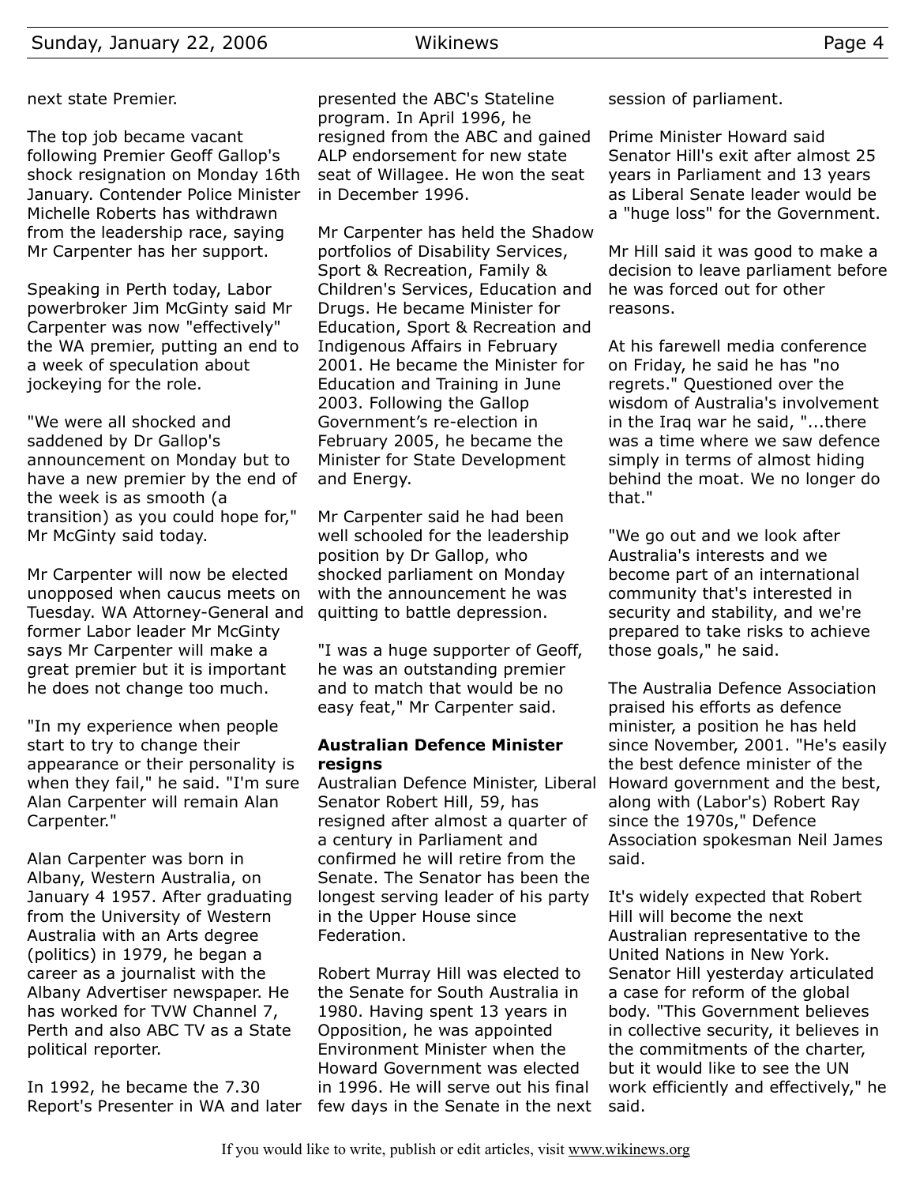next state Premier.

The top job became vacant following Premier Geoff Gallop's shock resignation on Monday 16th January. Contender Police Minister Michelle Roberts has withdrawn from the leadership race, saying Mr Carpenter has her support.

Speaking in Perth today, Labor powerbroker Jim McGinty said Mr Carpenter was now "effectively" the WA premier, putting an end to a week of speculation about jockeying for the role.

"We were all shocked and saddened by Dr Gallop's announcement on Monday but to have a new premier by the end of the week is as smooth (a transition) as you could hope for," Mr McGinty said today.

Mr Carpenter will now be elected unopposed when caucus meets on Tuesday. WA Attorney-General and former Labor leader Mr McGinty says Mr Carpenter will make a great premier but it is important he does not change too much.

"In my experience when people start to try to change their appearance or their personality is when they fail," he said. "I'm sure Alan Carpenter will remain Alan Carpenter."

Alan Carpenter was born in Albany, Western Australia, on January 4 1957. After graduating from the University of Western Australia with an Arts degree (politics) in 1979, he began a career as a journalist with the Albany Advertiser newspaper. He has worked for TVW Channel 7, Perth and also ABC TV as a State political reporter.

In 1992, he became the 7.30 Report's Presenter in WA and later presented the ABC's Stateline program. In April 1996, he resigned from the ABC and gained ALP endorsement for new state seat of Willagee. He won the seat in December 1996.

Mr Carpenter has held the Shadow portfolios of Disability Services, Sport & Recreation, Family & Children's Services, Education and Drugs. He became Minister for Education, Sport & Recreation and Indigenous Affairs in February 2001. He became the Minister for Education and Training in June 2003. Following the Gallop Government's re-election in February 2005, he became the Minister for State Development and Energy.

Mr Carpenter said he had been well schooled for the leadership position by Dr Gallop, who shocked parliament on Monday with the announcement he was quitting to battle depression.

"I was a huge supporter of Geoff, he was an outstanding premier and to match that would be no easy feat," Mr Carpenter said.

**Australian Defence Minister resigns**

Australian Defence Minister, Liberal Senator Robert Hill, 59, has resigned after almost a quarter of a century in Parliament and confirmed he will retire from the Senate. The Senator has been the longest serving leader of his party in the Upper House since Federation.

Robert Murray Hill was elected to the Senate for South Australia in 1980. Having spent 13 years in Opposition, he was appointed Environment Minister when the Howard Government was elected in 1996. He will serve out his final few days in the Senate in the next session of parliament.

Prime Minister Howard said Senator Hill's exit after almost 25 years in Parliament and 13 years as Liberal Senate leader would be a "huge loss" for the Government.

Mr Hill said it was good to make a decision to leave parliament before he was forced out for other reasons.

At his farewell media conference on Friday, he said he has "no regrets." Questioned over the wisdom of Australia's involvement in the Iraq war he said, "...there was a time where we saw defence simply in terms of almost hiding behind the moat. We no longer do that."

"We go out and we look after Australia's interests and we become part of an international community that's interested in security and stability, and we're prepared to take risks to achieve those goals," he said.

The Australia Defence Association praised his efforts as defence minister, a position he has held since November, 2001. "He's easily the best defence minister of the Howard government and the best, along with (Labor's) Robert Ray since the 1970s," Defence Association spokesman Neil James said.

It's widely expected that Robert Hill will become the next Australian representative to the United Nations in New York. Senator Hill yesterday articulated a case for reform of the global body. "This Government believes in collective security, it believes in the commitments of the charter, but it would like to see the UN work efficiently and effectively," he said.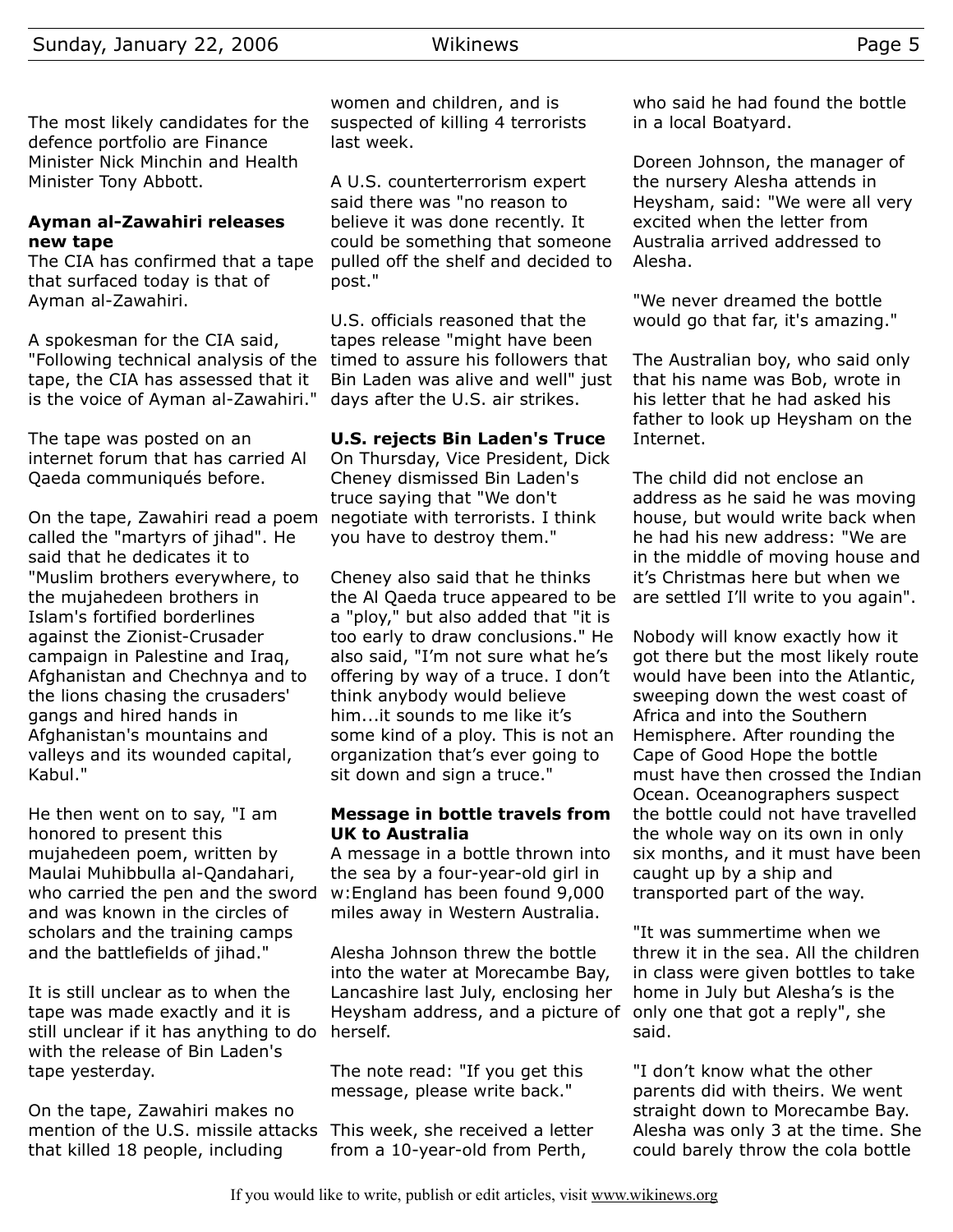The most likely candidates for the defence portfolio are Finance Minister Nick Minchin and Health Minister Tony Abbott.

### Ayman al-Zawahiri releases new tape

The CIA has confirmed that a tape that surfaced today is that of Ayman al-Zawahiri.

A spokesman for the CIA said, "Following technical analysis of the tape, the CIA has assessed that it is the voice of Ayman al-Zawahiri."

The tape was posted on an internet forum that has carried Al Qaeda communiqués before.

On the tape, Zawahiri read a poem called the "martyrs of jihad". He said that he dedicates it to "Muslim brothers everywhere, to the mujahedeen brothers in Islam's fortified borderlines against the Zionist-Crusader campaign in Palestine and Iraq, Afghanistan and Chechnya and to the lions chasing the crusaders' gangs and hired hands in Afghanistan's mountains and valleys and its wounded capital, Kabul."

He then went on to say, "I am honored to present this mujahedeen poem, written by Maulai Muhibbulla al-Qandahari, who carried the pen and the sword and was known in the circles of scholars and the training camps and the battlefields of jihad."

It is still unclear as to when the tape was made exactly and it is still unclear if it has anything to do with the release of Bin Laden's tape yesterday.

On the tape, Zawahiri makes no mention of the U.S. missile attacks that killed 18 people, including women and children, and is suspected of killing 4 terrorists last week.

A U.S. counterterrorism expert said there was "no reason to believe it was done recently. It could be something that someone pulled off the shelf and decided to post."

U.S. officials reasoned that the tapes release "might have been timed to assure his followers that Bin Laden was alive and well" just days after the U.S. air strikes.

### U.S. rejects Bin Laden's Truce

On Thursday, Vice President, Dick Cheney dismissed Bin Laden's truce saying that "We don't negotiate with terrorists. I think you have to destroy them."

Cheney also said that he thinks the Al Qaeda truce appeared to be a "ploy," but also added that "it is too early to draw conclusions." He also said, "I'm not sure what he's offering by way of a truce. I don't think anybody would believe him...it sounds to me like it's some kind of a ploy. This is not an organization that's ever going to sit down and sign a truce."

### Message in bottle travels from UK to Australia

A message in a bottle thrown into the sea by a four-year-old girl in w:England has been found 9,000 miles away in Western Australia.

Alesha Johnson threw the bottle into the water at Morecambe Bay, Lancashire last July, enclosing her Heysham address, and a picture of herself.

The note read: "If you get this message, please write back."

This week, she received a letter from a 10-year-old from Perth, who said he had found the bottle in a local Boatyard.

Doreen Johnson, the manager of the nursery Alesha attends in Heysham, said: "We were all very excited when the letter from Australia arrived addressed to Alesha.

"We never dreamed the bottle would go that far, it's amazing."

The Australian boy, who said only that his name was Bob, wrote in his letter that he had asked his father to look up Heysham on the Internet.

The child did not enclose an address as he said he was moving house, but would write back when he had his new address: "We are in the middle of moving house and it's Christmas here but when we are settled I'll write to you again".

Nobody will know exactly how it got there but the most likely route would have been into the Atlantic, sweeping down the west coast of Africa and into the Southern Hemisphere. After rounding the Cape of Good Hope the bottle must have then crossed the Indian Ocean. Oceanographers suspect the bottle could not have travelled the whole way on its own in only six months, and it must have been caught up by a ship and transported part of the way.

"It was summertime when we threw it in the sea. All the children in class were given bottles to take home in July but Alesha's is the only one that got a reply", she said.

"I don't know what the other parents did with theirs. We went straight down to Morecambe Bay. Alesha was only 3 at the time. She could barely throw the cola bottle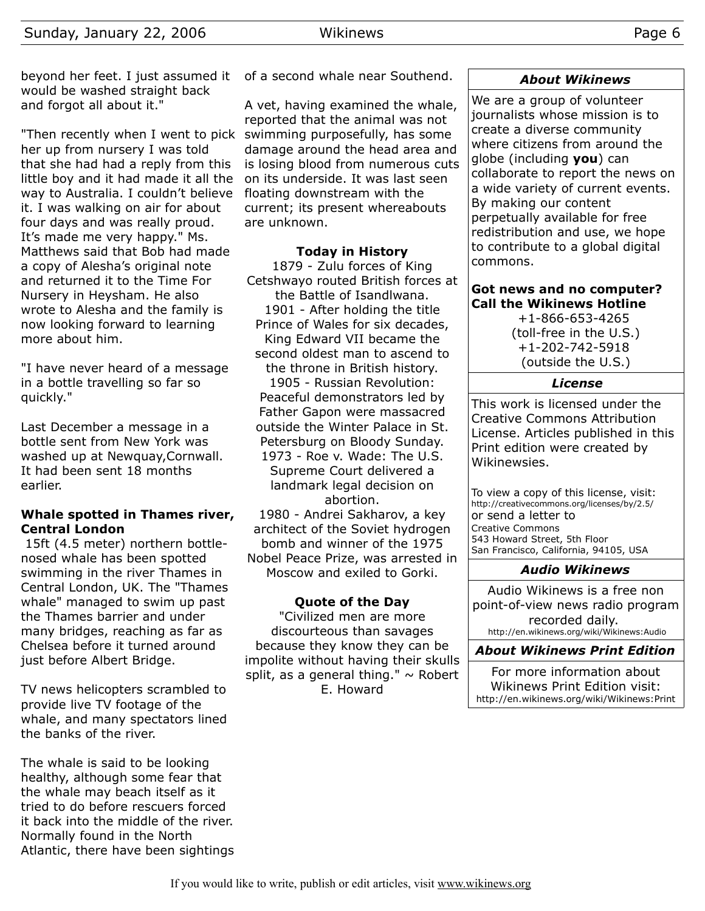beyond her feet. I just assumed it would be washed straight back and forgot all about it."

"Then recently when I went to pick her up from nursery I was told that she had had a reply from this little boy and it had made it all the way to Australia. I couldn't believe it. I was walking on air for about four days and was really proud. It's made me very happy." Ms. Matthews said that Bob had made a copy of Alesha's original note and returned it to the Time For Nursery in Heysham. He also wrote to Alesha and the family is now looking forward to learning more about him.

"I have never heard of a message in a bottle travelling so far so quickly."

Last December a message in a bottle sent from New York was washed up at Newquay,Cornwall. It had been sent 18 months earlier.

**Whale spotted in Thames river, Central London**

15ft (4.5 meter) northern bottle-nosed whale has been spotted swimming in the river Thames in Central London, UK. The "Thames whale" managed to swim up past the Thames barrier and under many bridges, reaching as far as Chelsea before it turned around just before Albert Bridge.

TV news helicopters scrambled to provide live TV footage of the whale, and many spectators lined the banks of the river.

The whale is said to be looking healthy, although some fear that the whale may beach itself as it tried to do before rescuers forced it back into the middle of the river. Normally found in the North Atlantic, there have been sightings of a second whale near Southend.

A vet, having examined the whale, reported that the animal was not swimming purposefully, has some damage around the head area and is losing blood from numerous cuts on its underside. It was last seen floating downstream with the current; its present whereabouts are unknown.

**Today in History**

1879 - Zulu forces of King Cetshwayo routed British forces at the Battle of Isandlwana.
1901 - After holding the title Prince of Wales for six decades, King Edward VII became the second oldest man to ascend to the throne in British history.
1905 - Russian Revolution: Peaceful demonstrators led by Father Gapon were massacred outside the Winter Palace in St. Petersburg on Bloody Sunday.
1973 - Roe v. Wade: The U.S. Supreme Court delivered a landmark legal decision on abortion.
1980 - Andrei Sakharov, a key architect of the Soviet hydrogen bomb and winner of the 1975 Nobel Peace Prize, was arrested in Moscow and exiled to Gorki.

**Quote of the Day**

"Civilized men are more discourteous than savages because they know they can be impolite without having their skulls split, as a general thing." ~ Robert E. Howard

***About Wikinews***

We are a group of volunteer journalists whose mission is to create a diverse community where citizens from around the globe (including **you**) can collaborate to report the news on a wide variety of current events. By making our content perpetually available for free redistribution and use, we hope to contribute to a global digital commons.

**Got news and no computer? Call the Wikinews Hotline**

+1-866-653-4265
(toll-free in the U.S.)
+1-202-742-5918
(outside the U.S.)

***License***

This work is licensed under the Creative Commons Attribution License. Articles published in this Print edition were created by Wikinewsies.

To view a copy of this license, visit: http://creativecommons.org/licenses/by/2.5/
or send a letter to
Creative Commons
543 Howard Street, 5th Floor
San Francisco, California, 94105, USA

***Audio Wikinews***

Audio Wikinews is a free non point-of-view news radio program recorded daily.
http://en.wikinews.org/wiki/Wikinews:Audio

***About Wikinews Print Edition***

For more information about Wikinews Print Edition visit:
http://en.wikinews.org/wiki/Wikinews:Print

If you would like to write, publish or edit articles, visit www.wikinews.org